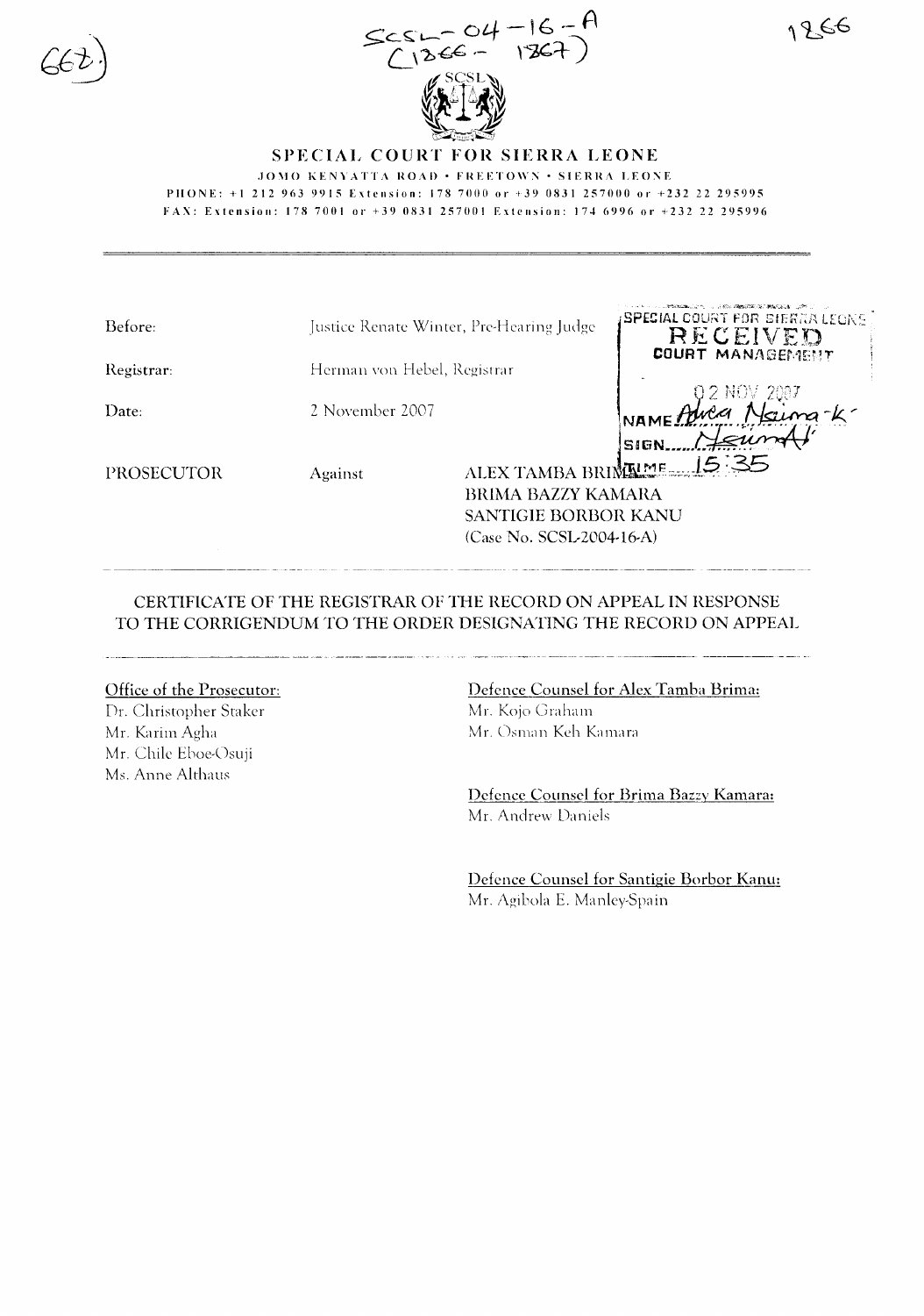SCSL-04-16-A
(1866 - 1867)

# SPECIAL COURT FOR SIERRA LEONE

JOMO KENYATTA ROAD • FREETOWN • SIERRA LEONE

PHONE: +1 212 963 9915 Extension: 178 7000 or +39 0831 257000 or +232 22 295995

FAX: Extension: 178 7001 or +39 0831 257001 Extension: 174 6996 or +232 22 295996

SPECIAL COURT FOR SIERRA LEONE
RECEIVED
COURT MANAGEMENT
02 NOV 2007
NAME Alice Naima-K
SIGN Naima
TIME 15:35

| | | |
|---|---|---|
| Before: | Justice Renate Winter, Pre-Hearing Judge | |
| Registrar: | Herman von Hebel, Registrar | |
| Date: | 2 November 2007 | |
| PROSECUTOR | Against | ALEX TAMBA BRIMA<br>BRIMA BAZZY KAMARA<br>SANTIGIE BORBOR KANU<br>(Case No. SCSL-2004-16-A) |

## CERTIFICATE OF THE REGISTRAR OF THE RECORD ON APPEAL IN RESPONSE TO THE CORRIGENDUM TO THE ORDER DESIGNATING THE RECORD ON APPEAL

Office of the Prosecutor:
Dr. Christopher Staker
Mr. Karim Agha
Mr. Chile Eboe-Osuji
Ms. Anne Althaus

Defence Counsel for Alex Tamba Brima:
Mr. Kojo Graham
Mr. Osman Keh Kamara

Defence Counsel for Brima Bazzy Kamara:
Mr. Andrew Daniels

Defence Counsel for Santigie Borbor Kanu:
Mr. Agibola E. Manley-Spain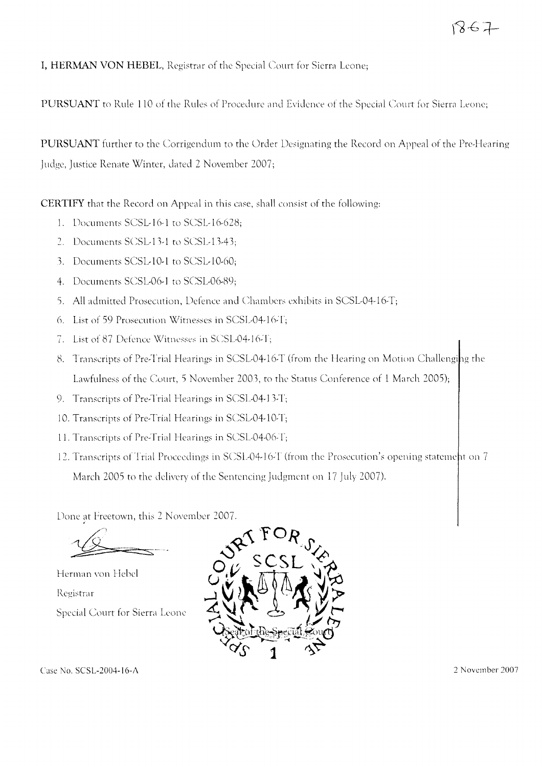I, **HERMAN VON HEBEL**, Registrar of the Special Court for Sierra Leone;

**PURSUANT** to Rule 110 of the Rules of Procedure and Evidence of the Special Court for Sierra Leone;

**PURSUANT** further to the Corrigendum to the Order Designating the Record on Appeal of the Pre-Hearing Judge, Justice Renate Winter, dated 2 November 2007;

**CERTIFY** that the Record on Appeal in this case, shall consist of the following:

1. Documents SCSL-16-1 to SCSL-16-628;
2. Documents SCSL-13-1 to SCSL-13-43;
3. Documents SCSL-10-1 to SCSL-10-60;
4. Documents SCSL-06-1 to SCSL-06-89;
5. All admitted Prosecution, Defence and Chambers exhibits in SCSL-04-16-T;
6. List of 59 Prosecution Witnesses in SCSL-04-16-T;
7. List of 87 Defence Witnesses in SCSL-04-16-T;
8. Transcripts of Pre-Trial Hearings in SCSL-04-16-T (from the Hearing on Motion Challenging the Lawfulness of the Court, 5 November 2003, to the Status Conference of 1 March 2005);
9. Transcripts of Pre-Trial Hearings in SCSL-04-13-T;
10. Transcripts of Pre-Trial Hearings in SCSL-04-10-T;
11. Transcripts of Pre-Trial Hearings in SCSL-04-06-T;
12. Transcripts of Trial Proceedings in SCSL-04-16-T (from the Prosecution's opening statement on 7 March 2005 to the delivery of the Sentencing Judgment on 17 July 2007).

Done at Freetown, this 2 November 2007.

Herman von Hebel

Registrar

Special Court for Sierra Leone

Case No. SCSL-2004-16-A

2 November 2007